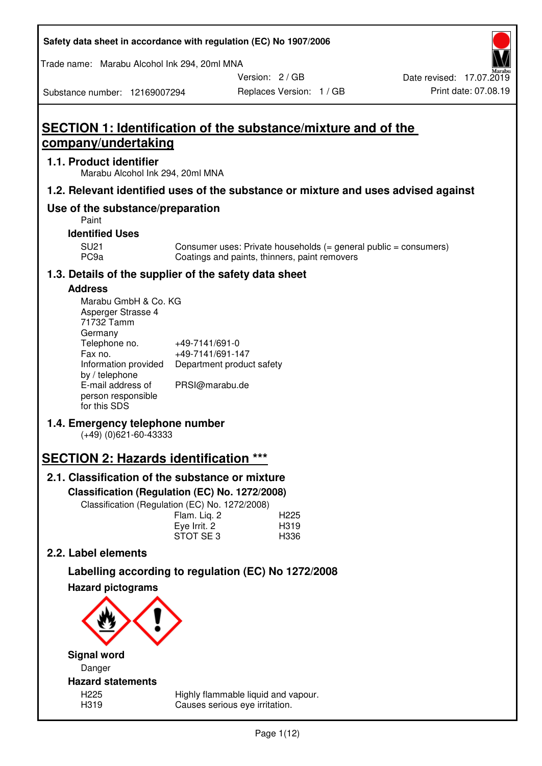Safety data sheet in accordance with regulation (EC) No 1907/2006

Trade name: Marabu Alcohol Ink 294, 20ml MNA

Version: 2 / GB
Replaces Version: 1 / GB
Date revised: 17.07.2019
Print date: 07.08.19

Substance number: 12169007294

# SECTION 1: Identification of the substance/mixture and of the company/undertaking

## 1.1. Product identifier

Marabu Alcohol Ink 294, 20ml MNA

## 1.2. Relevant identified uses of the substance or mixture and uses advised against

## Use of the substance/preparation

Paint

### Identified Uses

| | |
|---|---|
| SU21 | Consumer uses: Private households (= general public = consumers) |
| PC9a | Coatings and paints, thinners, paint removers |

## 1.3. Details of the supplier of the safety data sheet

### Address

Marabu GmbH & Co. KG
Asperger Strasse 4
71732 Tamm
Germany

| | |
|---|---|
| Telephone no. | +49-7141/691-0 |
| Fax no. | +49-7141/691-147 |
| Information provided by / telephone | Department product safety |
| E-mail address of person responsible for this SDS | PRSI@marabu.de |

## 1.4. Emergency telephone number

(+49) (0)621-60-43333

# SECTION 2: Hazards identification ***

## 2.1. Classification of the substance or mixture

### Classification (Regulation (EC) No. 1272/2008)

Classification (Regulation (EC) No. 1272/2008)

| | |
|---|---|
| Flam. Liq. 2 | H225 |
| Eye Irrit. 2 | H319 |
| STOT SE 3 | H336 |

## 2.2. Label elements

### Labelling according to regulation (EC) No 1272/2008

### Hazard pictograms

### Signal word

Danger

### Hazard statements

| | |
|---|---|
| H225 | Highly flammable liquid and vapour. |
| H319 | Causes serious eye irritation. |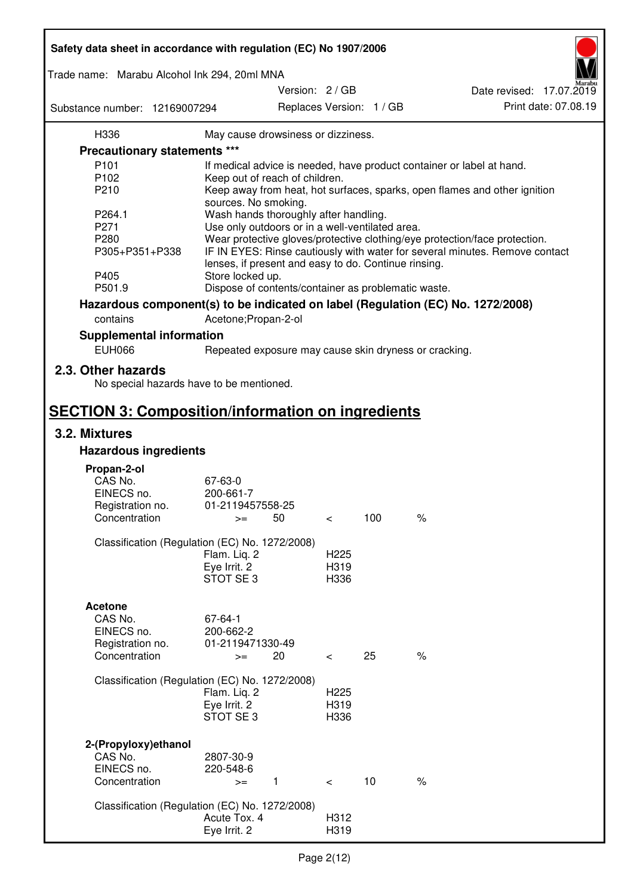| | |
|---|---|
| H336 | May cause drowsiness or dizziness. |

**Precautionary statements \*\*\***

| | |
|---|---|
| P101 | If medical advice is needed, have product container or label at hand. |
| P102 | Keep out of reach of children. |
| P210 | Keep away from heat, hot surfaces, sparks, open flames and other ignition sources. No smoking. |
| P264.1 | Wash hands thoroughly after handling. |
| P271 | Use only outdoors or in a well-ventilated area. |
| P280 | Wear protective gloves/protective clothing/eye protection/face protection. |
| P305+P351+P338 | IF IN EYES: Rinse cautiously with water for several minutes. Remove contact lenses, if present and easy to do. Continue rinsing. |
| P405 | Store locked up. |
| P501.9 | Dispose of contents/container as problematic waste. |

**Hazardous component(s) to be indicated on label (Regulation (EC) No. 1272/2008)**

| | |
|---|---|
| contains | Acetone;Propan-2-ol |

**Supplemental information**

| | |
|---|---|
| EUH066 | Repeated exposure may cause skin dryness or cracking. |

## 2.3. Other hazards

No special hazards have to be mentioned.

# SECTION 3: Composition/information on ingredients

## 3.2. Mixtures

### Hazardous ingredients

**Propan-2-ol**

| | | | | | |
|---|---|---|---|---|---|
| CAS No. | 67-63-0 | | | | |
| EINECS no. | 200-661-7 | | | | |
| Registration no. | 01-2119457558-25 | | | | |
| Concentration | >= | 50 | < | 100 | % |

Classification (Regulation (EC) No. 1272/2008)

| | |
|---|---|
| Flam. Liq. 2 | H225 |
| Eye Irrit. 2 | H319 |
| STOT SE 3 | H336 |

**Acetone**

| | | | | | |
|---|---|---|---|---|---|
| CAS No. | 67-64-1 | | | | |
| EINECS no. | 200-662-2 | | | | |
| Registration no. | 01-2119471330-49 | | | | |
| Concentration | >= | 20 | < | 25 | % |

Classification (Regulation (EC) No. 1272/2008)

| | |
|---|---|
| Flam. Liq. 2 | H225 |
| Eye Irrit. 2 | H319 |
| STOT SE 3 | H336 |

**2-(Propyloxy)ethanol**

| | | | | | |
|---|---|---|---|---|---|
| CAS No. | 2807-30-9 | | | | |
| EINECS no. | 220-548-6 | | | | |
| Concentration | >= | 1 | < | 10 | % |

Classification (Regulation (EC) No. 1272/2008)

| | |
|---|---|
| Acute Tox. 4 | H312 |
| Eye Irrit. 2 | H319 |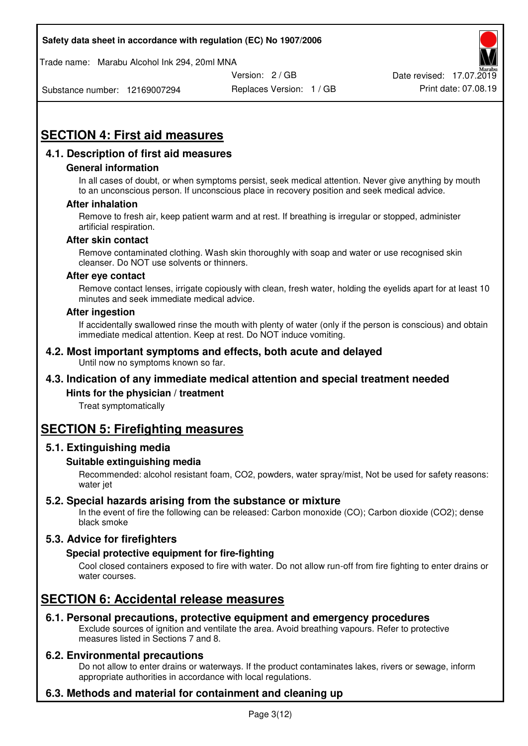# SECTION 4: First aid measures

## 4.1. Description of first aid measures

### General information

In all cases of doubt, or when symptoms persist, seek medical attention. Never give anything by mouth to an unconscious person. If unconscious place in recovery position and seek medical advice.

### After inhalation

Remove to fresh air, keep patient warm and at rest. If breathing is irregular or stopped, administer artificial respiration.

### After skin contact

Remove contaminated clothing. Wash skin thoroughly with soap and water or use recognised skin cleanser. Do NOT use solvents or thinners.

### After eye contact

Remove contact lenses, irrigate copiously with clean, fresh water, holding the eyelids apart for at least 10 minutes and seek immediate medical advice.

### After ingestion

If accidentally swallowed rinse the mouth with plenty of water (only if the person is conscious) and obtain immediate medical attention. Keep at rest. Do NOT induce vomiting.

## 4.2. Most important symptoms and effects, both acute and delayed

Until now no symptoms known so far.

## 4.3. Indication of any immediate medical attention and special treatment needed

### Hints for the physician / treatment

Treat symptomatically

# SECTION 5: Firefighting measures

## 5.1. Extinguishing media

### Suitable extinguishing media

Recommended: alcohol resistant foam, $CO_2$, powders, water spray/mist, Not be used for safety reasons: water jet

## 5.2. Special hazards arising from the substance or mixture

In the event of fire the following can be released: Carbon monoxide (CO); Carbon dioxide ($CO_2$); dense black smoke

## 5.3. Advice for firefighters

### Special protective equipment for fire-fighting

Cool closed containers exposed to fire with water. Do not allow run-off from fire fighting to enter drains or water courses.

# SECTION 6: Accidental release measures

## 6.1. Personal precautions, protective equipment and emergency procedures

Exclude sources of ignition and ventilate the area. Avoid breathing vapours. Refer to protective measures listed in Sections 7 and 8.

## 6.2. Environmental precautions

Do not allow to enter drains or waterways. If the product contaminates lakes, rivers or sewage, inform appropriate authorities in accordance with local regulations.

## 6.3. Methods and material for containment and cleaning up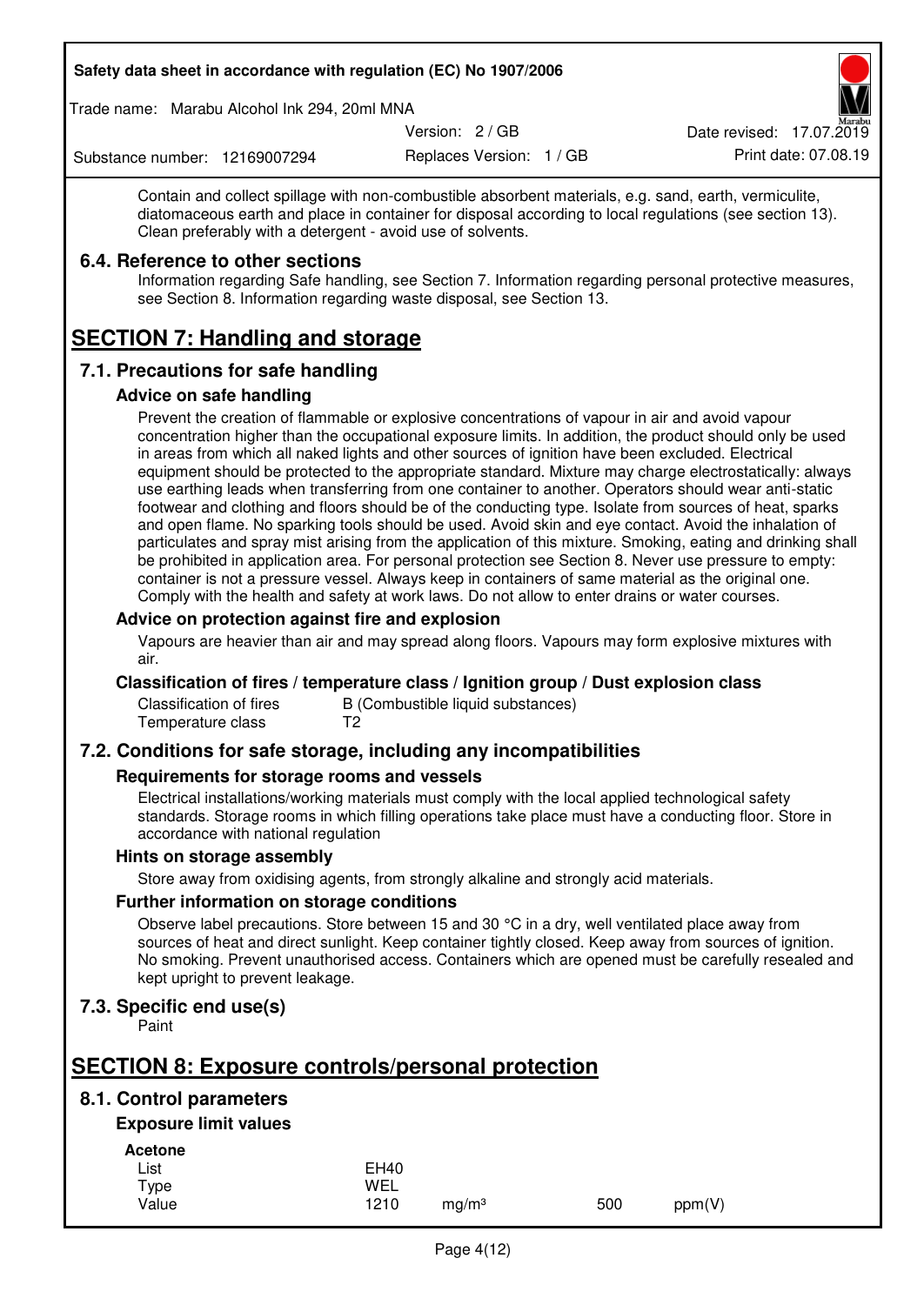Contain and collect spillage with non-combustible absorbent materials, e.g. sand, earth, vermiculite, diatomaceous earth and place in container for disposal according to local regulations (see section 13). Clean preferably with a detergent - avoid use of solvents.

### 6.4. Reference to other sections

Information regarding Safe handling, see Section 7. Information regarding personal protective measures, see Section 8. Information regarding waste disposal, see Section 13.

# SECTION 7: Handling and storage

## 7.1. Precautions for safe handling

### Advice on safe handling

Prevent the creation of flammable or explosive concentrations of vapour in air and avoid vapour concentration higher than the occupational exposure limits. In addition, the product should only be used in areas from which all naked lights and other sources of ignition have been excluded. Electrical equipment should be protected to the appropriate standard. Mixture may charge electrostatically: always use earthing leads when transferring from one container to another. Operators should wear anti-static footwear and clothing and floors should be of the conducting type. Isolate from sources of heat, sparks and open flame. No sparking tools should be used. Avoid skin and eye contact. Avoid the inhalation of particulates and spray mist arising from the application of this mixture. Smoking, eating and drinking shall be prohibited in application area. For personal protection see Section 8. Never use pressure to empty: container is not a pressure vessel. Always keep in containers of same material as the original one. Comply with the health and safety at work laws. Do not allow to enter drains or water courses.

### Advice on protection against fire and explosion

Vapours are heavier than air and may spread along floors. Vapours may form explosive mixtures with air.

### Classification of fires / temperature class / Ignition group / Dust explosion class

| | |
|---|---|
| Classification of fires | B (Combustible liquid substances) |
| Temperature class | T2 |

## 7.2. Conditions for safe storage, including any incompatibilities

### Requirements for storage rooms and vessels

Electrical installations/working materials must comply with the local applied technological safety standards. Storage rooms in which filling operations take place must have a conducting floor. Store in accordance with national regulation

### Hints on storage assembly

Store away from oxidising agents, from strongly alkaline and strongly acid materials.

### Further information on storage conditions

Observe label precautions. Store between 15 and 30 °C in a dry, well ventilated place away from sources of heat and direct sunlight. Keep container tightly closed. Keep away from sources of ignition. No smoking. Prevent unauthorised access. Containers which are opened must be carefully resealed and kept upright to prevent leakage.

## 7.3. Specific end use(s)

Paint

# SECTION 8: Exposure controls/personal protection

## 8.1. Control parameters

### Exposure limit values

**Acetone**

| | | | | |
|---|---|---|---|---|
| List | EH40 | | | |
| Type | WEL | | | |
| Value | 1210 | mg/m³ | 500 | ppm(V) |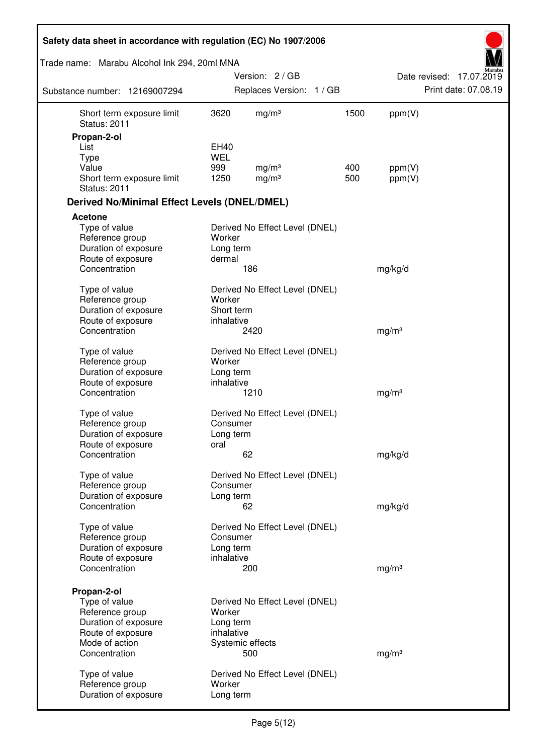| | | | | |
|---|---|---|---|---|
| Short term exposure limit | 3620 | mg/m³ | 1500 | ppm(V) |
| Status: 2011 | | | | |

**Propan-2-ol**

| | | | | |
|---|---|---|---|---|
| List | EH40 | | | |
| Type | WEL | | | |
| Value | 999 | mg/m³ | 400 | ppm(V) |
| Short term exposure limit | 1250 | mg/m³ | 500 | ppm(V) |
| Status: 2011 | | | | |

## Derived No/Minimal Effect Levels (DNEL/DMEL)

**Acetone**

| | | |
|---|---|---|
| Type of value | Derived No Effect Level (DNEL) | |
| Reference group | Worker | |
| Duration of exposure | Long term | |
| Route of exposure | dermal | |
| Concentration | 186 | mg/kg/d |

| | | |
|---|---|---|
| Type of value | Derived No Effect Level (DNEL) | |
| Reference group | Worker | |
| Duration of exposure | Short term | |
| Route of exposure | inhalative | |
| Concentration | 2420 | mg/m³ |

| | | |
|---|---|---|
| Type of value | Derived No Effect Level (DNEL) | |
| Reference group | Worker | |
| Duration of exposure | Long term | |
| Route of exposure | inhalative | |
| Concentration | 1210 | mg/m³ |

| | | |
|---|---|---|
| Type of value | Derived No Effect Level (DNEL) | |
| Reference group | Consumer | |
| Duration of exposure | Long term | |
| Route of exposure | oral | |
| Concentration | 62 | mg/kg/d |

| | | |
|---|---|---|
| Type of value | Derived No Effect Level (DNEL) | |
| Reference group | Consumer | |
| Duration of exposure | Long term | |
| Concentration | 62 | mg/kg/d |

| | | |
|---|---|---|
| Type of value | Derived No Effect Level (DNEL) | |
| Reference group | Consumer | |
| Duration of exposure | Long term | |
| Route of exposure | inhalative | |
| Concentration | 200 | mg/m³ |

**Propan-2-ol**

| | | |
|---|---|---|
| Type of value | Derived No Effect Level (DNEL) | |
| Reference group | Worker | |
| Duration of exposure | Long term | |
| Route of exposure | inhalative | |
| Mode of action | Systemic effects | |
| Concentration | 500 | mg/m³ |

| | | |
|---|---|---|
| Type of value | Derived No Effect Level (DNEL) | |
| Reference group | Worker | |
| Duration of exposure | Long term | |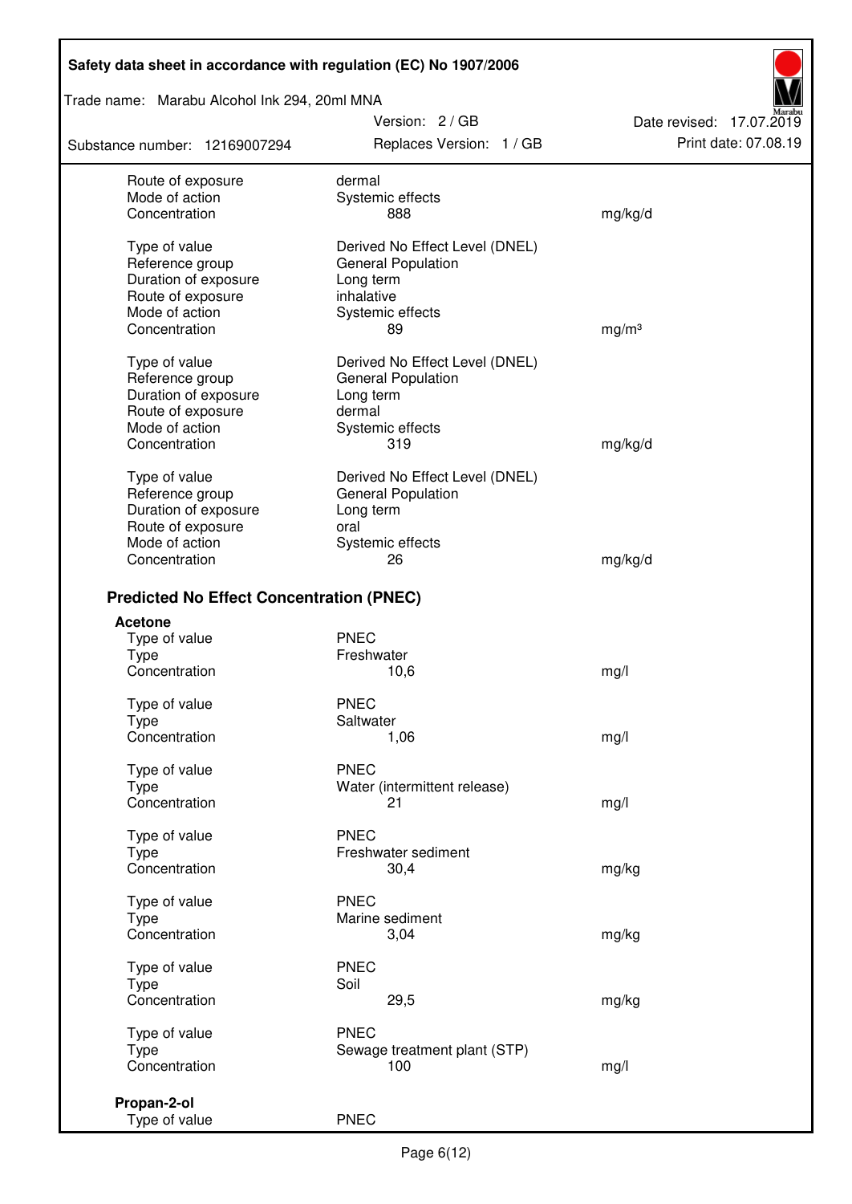| | | |
|---|---|---|
| Route of exposure | dermal | |
| Mode of action | Systemic effects | |
| Concentration | 888 | mg/kg/d |
| | | |
| Type of value | Derived No Effect Level (DNEL) | |
| Reference group | General Population | |
| Duration of exposure | Long term | |
| Route of exposure | inhalative | |
| Mode of action | Systemic effects | |
| Concentration | 89 | mg/m³ |
| | | |
| Type of value | Derived No Effect Level (DNEL) | |
| Reference group | General Population | |
| Duration of exposure | Long term | |
| Route of exposure | dermal | |
| Mode of action | Systemic effects | |
| Concentration | 319 | mg/kg/d |
| | | |
| Type of value | Derived No Effect Level (DNEL) | |
| Reference group | General Population | |
| Duration of exposure | Long term | |
| Route of exposure | oral | |
| Mode of action | Systemic effects | |
| Concentration | 26 | mg/kg/d |

## Predicted No Effect Concentration (PNEC)

**Acetone**

| | | |
|---|---|---|
| Type of value | PNEC | |
| Type | Freshwater | |
| Concentration | 10,6 | mg/l |
| | | |
| Type of value | PNEC | |
| Type | Saltwater | |
| Concentration | 1,06 | mg/l |
| | | |
| Type of value | PNEC | |
| Type | Water (intermittent release) | |
| Concentration | 21 | mg/l |
| | | |
| Type of value | PNEC | |
| Type | Freshwater sediment | |
| Concentration | 30,4 | mg/kg |
| | | |
| Type of value | PNEC | |
| Type | Marine sediment | |
| Concentration | 3,04 | mg/kg |
| | | |
| Type of value | PNEC | |
| Type | Soil | |
| Concentration | 29,5 | mg/kg |
| | | |
| Type of value | PNEC | |
| Type | Sewage treatment plant (STP) | |
| Concentration | 100 | mg/l |

**Propan-2-ol**

| | |
|---|---|
| Type of value | PNEC |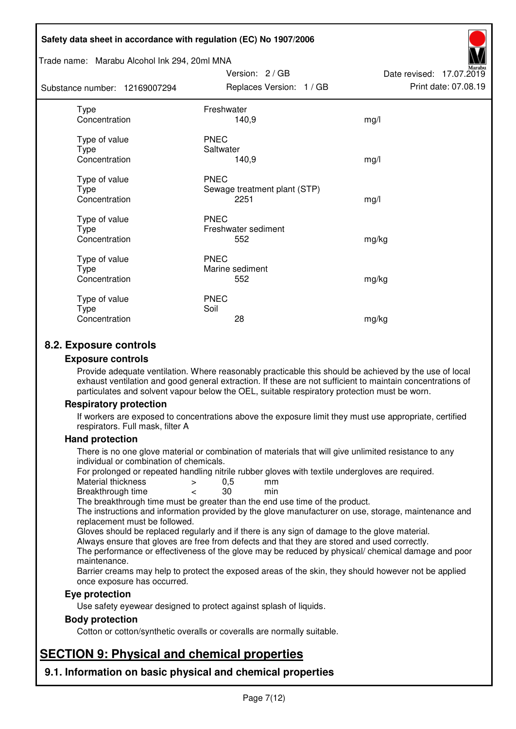| | | |
|---|---|---|
| Type | Freshwater | |
| Concentration | 140,9 | mg/l |
| | | |
| Type of value | PNEC | |
| Type | Saltwater | |
| Concentration | 140,9 | mg/l |
| | | |
| Type of value | PNEC | |
| Type | Sewage treatment plant (STP) | |
| Concentration | 2251 | mg/l |
| | | |
| Type of value | PNEC | |
| Type | Freshwater sediment | |
| Concentration | 552 | mg/kg |
| | | |
| Type of value | PNEC | |
| Type | Marine sediment | |
| Concentration | 552 | mg/kg |
| | | |
| Type of value | PNEC | |
| Type | Soil | |
| Concentration | 28 | mg/kg |

## 8.2. Exposure controls

### Exposure controls

Provide adequate ventilation. Where reasonably practicable this should be achieved by the use of local exhaust ventilation and good general extraction. If these are not sufficient to maintain concentrations of particulates and solvent vapour below the OEL, suitable respiratory protection must be worn.

### Respiratory protection

If workers are exposed to concentrations above the exposure limit they must use appropriate, certified respirators. Full mask, filter A

### Hand protection

There is no one glove material or combination of materials that will give unlimited resistance to any individual or combination of chemicals.

For prolonged or repeated handling nitrile rubber gloves with textile undergloves are required.

| | | | |
|---|---|---|---|
| Material thickness | > | 0,5 | mm |
| Breakthrough time | < | 30 | min |

The breakthrough time must be greater than the end use time of the product.

The instructions and information provided by the glove manufacturer on use, storage, maintenance and replacement must be followed.

Gloves should be replaced regularly and if there is any sign of damage to the glove material.

Always ensure that gloves are free from defects and that they are stored and used correctly.

The performance or effectiveness of the glove may be reduced by physical/ chemical damage and poor maintenance.

Barrier creams may help to protect the exposed areas of the skin, they should however not be applied once exposure has occurred.

### Eye protection

Use safety eyewear designed to protect against splash of liquids.

### Body protection

Cotton or cotton/synthetic overalls or coveralls are normally suitable.

# SECTION 9: Physical and chemical properties

## 9.1. Information on basic physical and chemical properties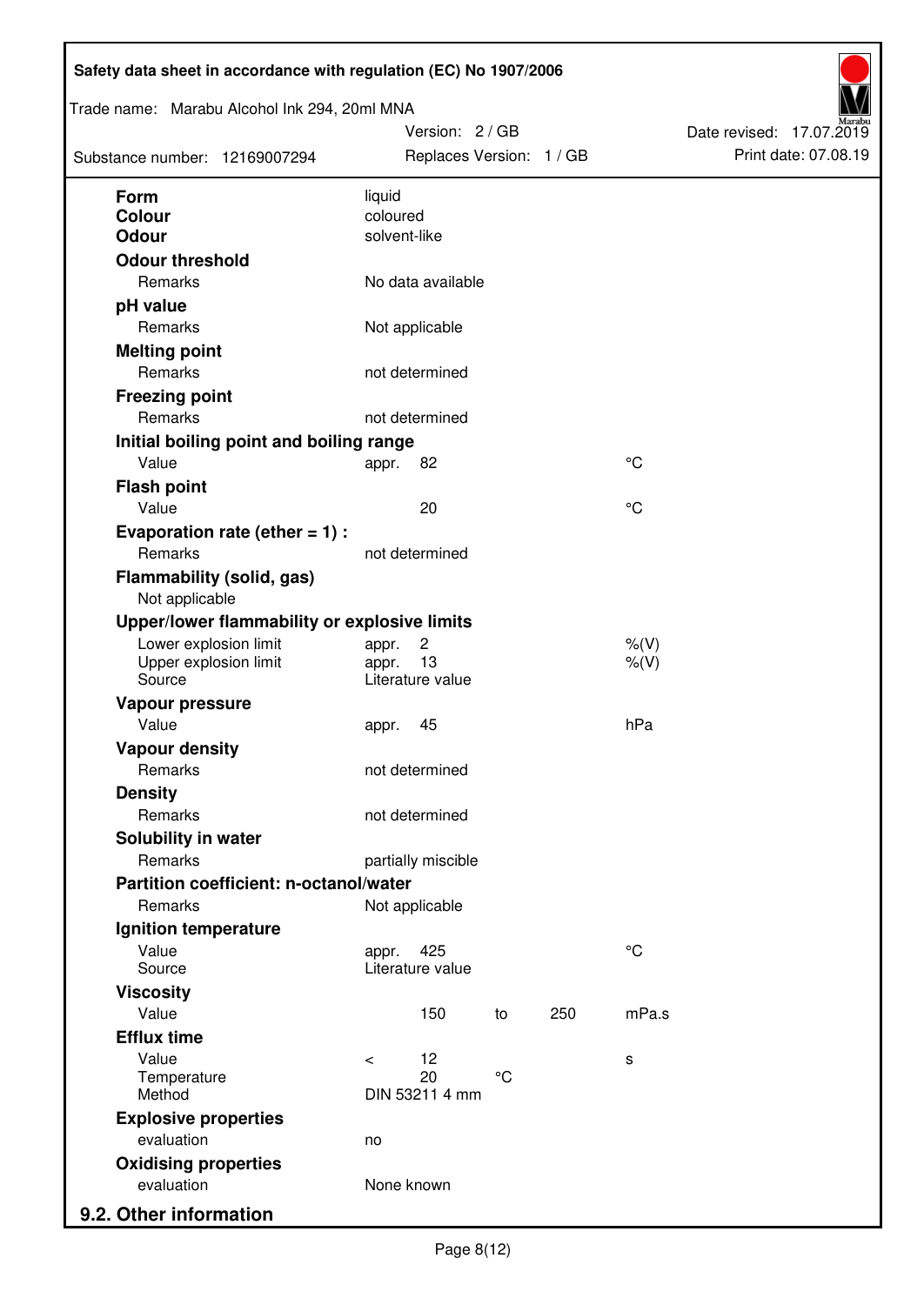| | | | | |
|---|---|---|---|---|
| **Form** | liquid | | | |
| **Colour** | coloured | | | |
| **Odour** | solvent-like | | | |
| **Odour threshold** | | | | |
| Remarks | No data available | | | |
| **pH value** | | | | |
| Remarks | Not applicable | | | |
| **Melting point** | | | | |
| Remarks | not determined | | | |
| **Freezing point** | | | | |
| Remarks | not determined | | | |
| **Initial boiling point and boiling range** | | | | |
| Value | appr. 82 | | | °C |
| **Flash point** | | | | |
| Value | 20 | | | °C |
| **Evaporation rate (ether = 1) :** | | | | |
| Remarks | not determined | | | |
| **Flammability (solid, gas)** | | | | |
| Not applicable | | | | |
| **Upper/lower flammability or explosive limits** | | | | |
| Lower explosion limit | appr. 2 | | | %(V) |
| Upper explosion limit | appr. 13 | | | %(V) |
| Source | Literature value | | | |
| **Vapour pressure** | | | | |
| Value | appr. 45 | | | hPa |
| **Vapour density** | | | | |
| Remarks | not determined | | | |
| **Density** | | | | |
| Remarks | not determined | | | |
| **Solubility in water** | | | | |
| Remarks | partially miscible | | | |
| **Partition coefficient: n-octanol/water** | | | | |
| Remarks | Not applicable | | | |
| **Ignition temperature** | | | | |
| Value | appr. 425 | | | °C |
| Source | Literature value | | | |
| **Viscosity** | | | | |
| Value | 150 | to | 250 | mPa.s |
| **Efflux time** | | | | |
| Value | < 12 | | | s |
| Temperature | 20 | °C | | |
| Method | DIN 53211 4 mm | | | |
| **Explosive properties** | | | | |
| evaluation | no | | | |
| **Oxidising properties** | | | | |
| evaluation | None known | | | |

## 9.2. Other information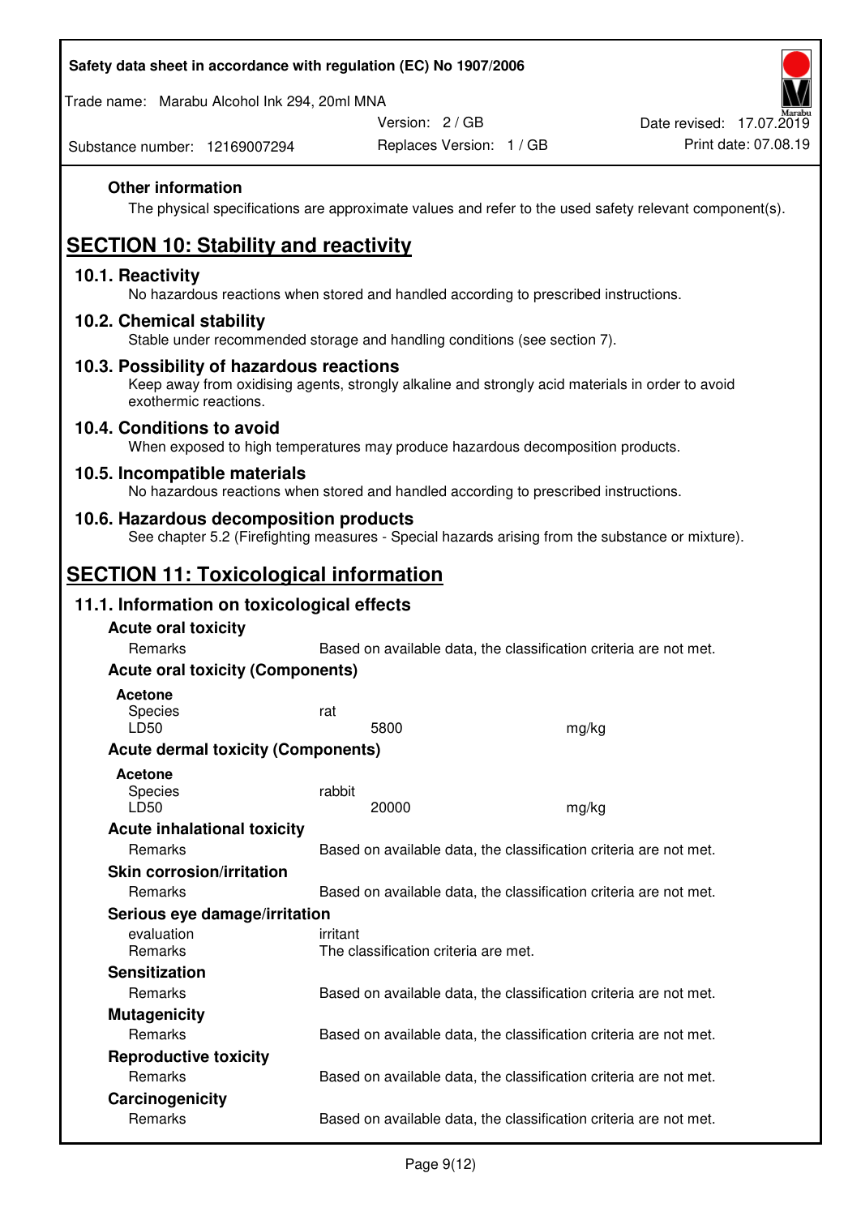### Other information

The physical specifications are approximate values and refer to the used safety relevant component(s).

## SECTION 10: Stability and reactivity

### 10.1. Reactivity

No hazardous reactions when stored and handled according to prescribed instructions.

### 10.2. Chemical stability

Stable under recommended storage and handling conditions (see section 7).

### 10.3. Possibility of hazardous reactions

Keep away from oxidising agents, strongly alkaline and strongly acid materials in order to avoid exothermic reactions.

### 10.4. Conditions to avoid

When exposed to high temperatures may produce hazardous decomposition products.

### 10.5. Incompatible materials

No hazardous reactions when stored and handled according to prescribed instructions.

### 10.6. Hazardous decomposition products

See chapter 5.2 (Firefighting measures - Special hazards arising from the substance or mixture).

## SECTION 11: Toxicological information

### 11.1. Information on toxicological effects

**Acute oral toxicity**

| | | |
|---|---|---|
| Remarks | Based on available data, the classification criteria are not met. | |

**Acute oral toxicity (Components)**

**Acetone**

| | | |
|---|---|---|
| Species | rat | |
| LD50 | 5800 | mg/kg |

**Acute dermal toxicity (Components)**

**Acetone**

| | | |
|---|---|---|
| Species | rabbit | |
| LD50 | 20000 | mg/kg |

**Acute inhalational toxicity**

| | |
|---|---|
| Remarks | Based on available data, the classification criteria are not met. |

**Skin corrosion/irritation**

| | |
|---|---|
| Remarks | Based on available data, the classification criteria are not met. |

**Serious eye damage/irritation**

| | |
|---|---|
| evaluation | irritant |
| Remarks | The classification criteria are met. |

**Sensitization**

| | |
|---|---|
| Remarks | Based on available data, the classification criteria are not met. |

**Mutagenicity**

| | |
|---|---|
| Remarks | Based on available data, the classification criteria are not met. |

**Reproductive toxicity**

| | |
|---|---|
| Remarks | Based on available data, the classification criteria are not met. |

**Carcinogenicity**

| | |
|---|---|
| Remarks | Based on available data, the classification criteria are not met. |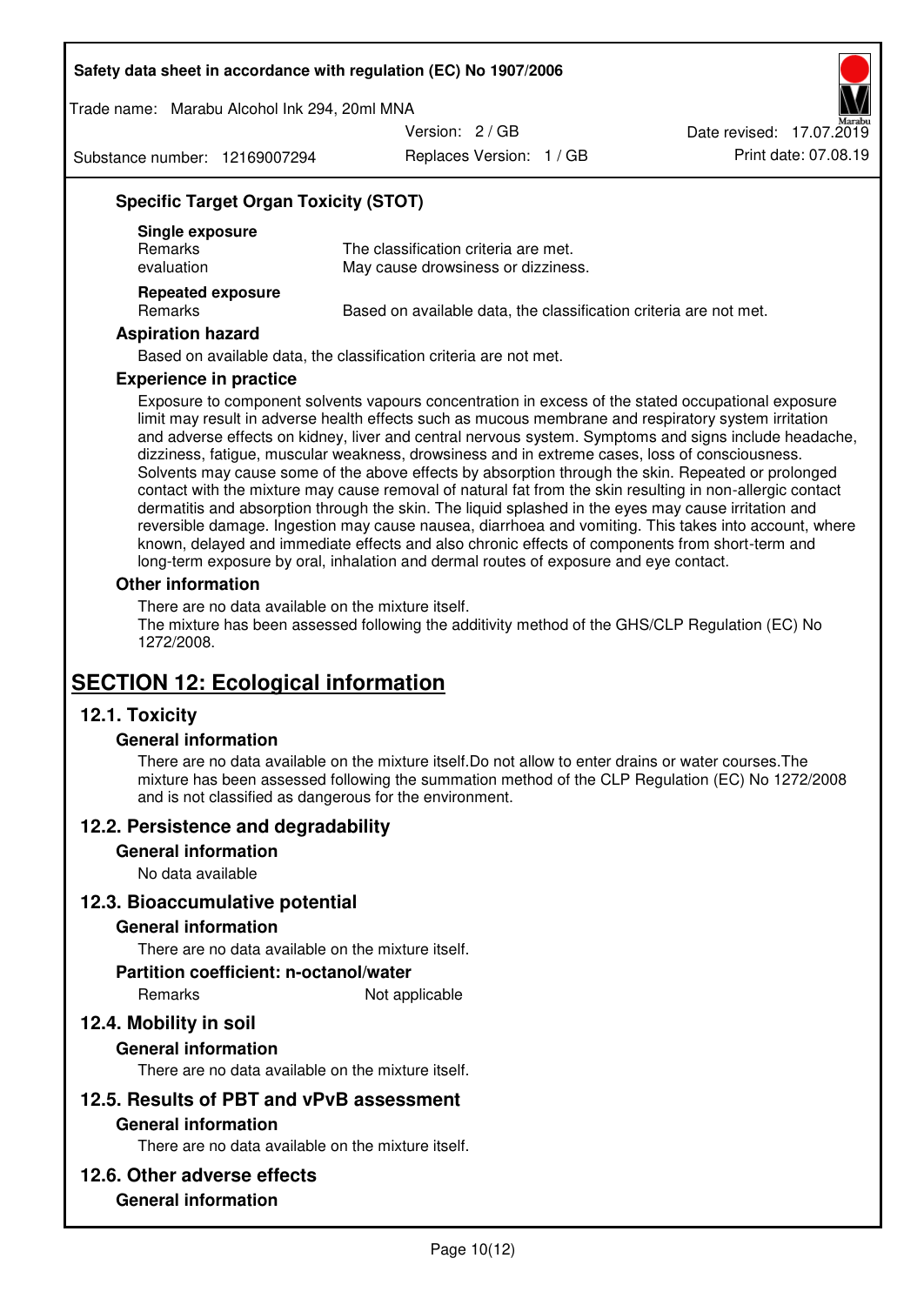### Specific Target Organ Toxicity (STOT)

**Single exposure**

| | |
|---|---|
| Remarks | The classification criteria are met. |
| evaluation | May cause drowsiness or dizziness. |

**Repeated exposure**

| | |
|---|---|
| Remarks | Based on available data, the classification criteria are not met. |

### Aspiration hazard

Based on available data, the classification criteria are not met.

### Experience in practice

Exposure to component solvents vapours concentration in excess of the stated occupational exposure limit may result in adverse health effects such as mucous membrane and respiratory system irritation and adverse effects on kidney, liver and central nervous system. Symptoms and signs include headache, dizziness, fatigue, muscular weakness, drowsiness and in extreme cases, loss of consciousness. Solvents may cause some of the above effects by absorption through the skin. Repeated or prolonged contact with the mixture may cause removal of natural fat from the skin resulting in non-allergic contact dermatitis and absorption through the skin. The liquid splashed in the eyes may cause irritation and reversible damage. Ingestion may cause nausea, diarrhoea and vomiting. This takes into account, where known, delayed and immediate effects and also chronic effects of components from short-term and long-term exposure by oral, inhalation and dermal routes of exposure and eye contact.

### Other information

There are no data available on the mixture itself.
The mixture has been assessed following the additivity method of the GHS/CLP Regulation (EC) No 1272/2008.

# SECTION 12: Ecological information

## 12.1. Toxicity

### General information

There are no data available on the mixture itself.Do not allow to enter drains or water courses.The mixture has been assessed following the summation method of the CLP Regulation (EC) No 1272/2008 and is not classified as dangerous for the environment.

## 12.2. Persistence and degradability

### General information

No data available

## 12.3. Bioaccumulative potential

### General information

There are no data available on the mixture itself.

### Partition coefficient: n-octanol/water

| | |
|---|---|
| Remarks | Not applicable |

## 12.4. Mobility in soil

### General information

There are no data available on the mixture itself.

## 12.5. Results of PBT and vPvB assessment

### General information

There are no data available on the mixture itself.

## 12.6. Other adverse effects

### General information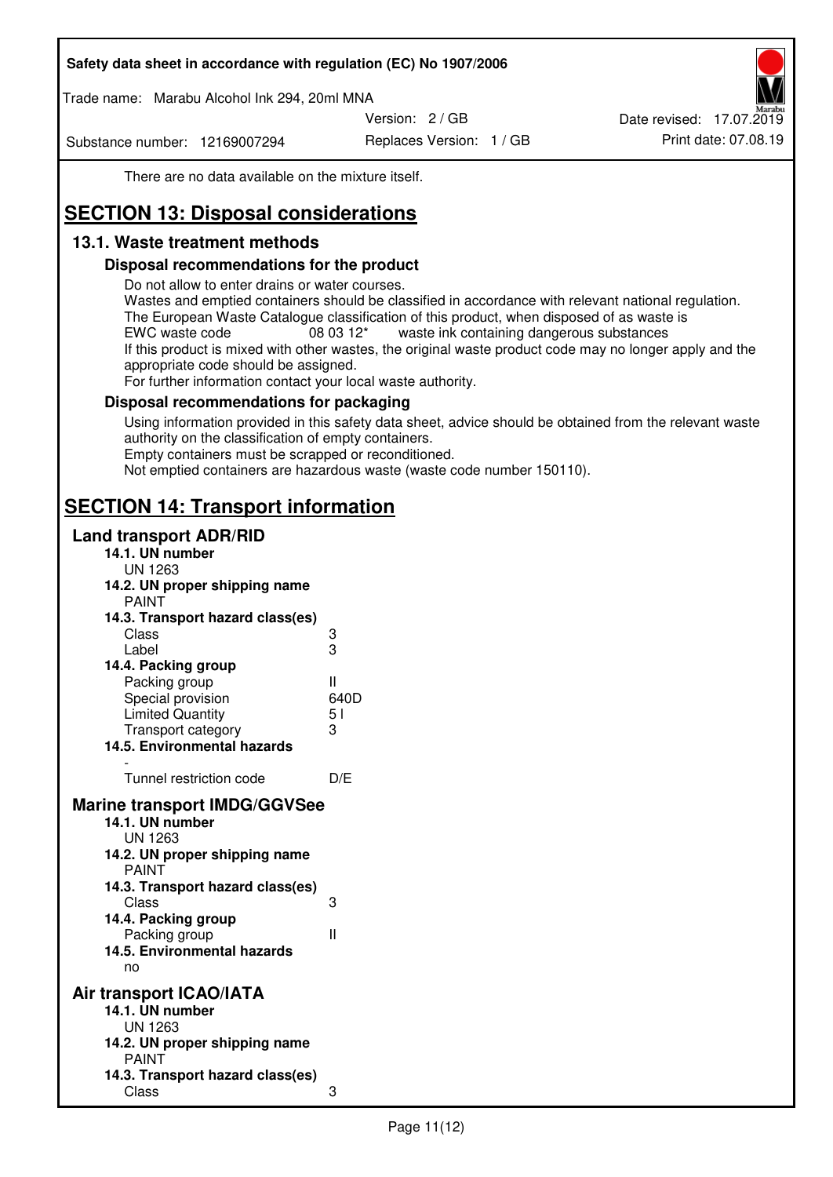There are no data available on the mixture itself.

# SECTION 13: Disposal considerations

## 13.1. Waste treatment methods

### Disposal recommendations for the product

Do not allow to enter drains or water courses.
Wastes and emptied containers should be classified in accordance with relevant national regulation.
The European Waste Catalogue classification of this product, when disposed of as waste is
EWC waste code 08 03 12* waste ink containing dangerous substances
If this product is mixed with other wastes, the original waste product code may no longer apply and the appropriate code should be assigned.
For further information contact your local waste authority.

### Disposal recommendations for packaging

Using information provided in this safety data sheet, advice should be obtained from the relevant waste authority on the classification of empty containers.
Empty containers must be scrapped or reconditioned.
Not emptied containers are hazardous waste (waste code number 150110).

# SECTION 14: Transport information

## Land transport ADR/RID

**14.1. UN number**
UN 1263

**14.2. UN proper shipping name**
PAINT

**14.3. Transport hazard class(es)**

| | |
|---|---|
| Class | 3 |
| Label | 3 |

**14.4. Packing group**

| | |
|---|---|
| Packing group | II |
| Special provision | 640D |
| Limited Quantity | 5 l |
| Transport category | 3 |

**14.5. Environmental hazards**
-

| | |
|---|---|
| Tunnel restriction code | D/E |

## Marine transport IMDG/GGVSee

**14.1. UN number**
UN 1263

**14.2. UN proper shipping name**
PAINT

**14.3. Transport hazard class(es)**

| | |
|---|---|
| Class | 3 |

**14.4. Packing group**

| | |
|---|---|
| Packing group | II |

**14.5. Environmental hazards**
no

## Air transport ICAO/IATA

**14.1. UN number**
UN 1263

**14.2. UN proper shipping name**
PAINT

**14.3. Transport hazard class(es)**

| | |
|---|---|
| Class | 3 |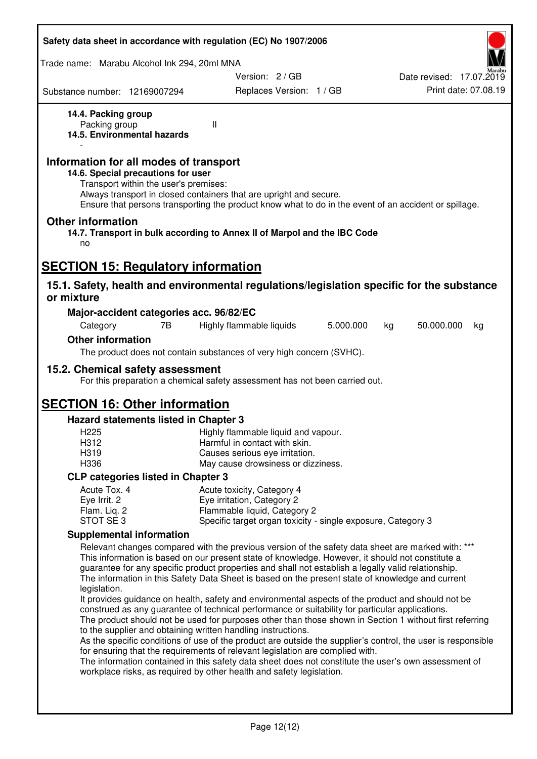**14.4. Packing group**

Packing group II

**14.5. Environmental hazards**

-

## Information for all modes of transport

**14.6. Special precautions for user**

Transport within the user's premises:
Always transport in closed containers that are upright and secure.
Ensure that persons transporting the product know what to do in the event of an accident or spillage.

## Other information

**14.7. Transport in bulk according to Annex II of Marpol and the IBC Code**

no

# SECTION 15: Regulatory information

## 15.1. Safety, health and environmental regulations/legislation specific for the substance or mixture

### Major-accident categories acc. 96/82/EC

| | | | | | | |
|---|---|---|---|---|---|---|
| Category | 7B | Highly flammable liquids | 5.000.000 | kg | 50.000.000 | kg |

### Other information

The product does not contain substances of very high concern (SVHC).

## 15.2. Chemical safety assessment

For this preparation a chemical safety assessment has not been carried out.

# SECTION 16: Other information

### Hazard statements listed in Chapter 3

| | |
|---|---|
| H225 | Highly flammable liquid and vapour. |
| H312 | Harmful in contact with skin. |
| H319 | Causes serious eye irritation. |
| H336 | May cause drowsiness or dizziness. |

### CLP categories listed in Chapter 3

| | |
|---|---|
| Acute Tox. 4 | Acute toxicity, Category 4 |
| Eye Irrit. 2 | Eye irritation, Category 2 |
| Flam. Liq. 2 | Flammable liquid, Category 2 |
| STOT SE 3 | Specific target organ toxicity - single exposure, Category 3 |

### Supplemental information

Relevant changes compared with the previous version of the safety data sheet are marked with: ***
This information is based on our present state of knowledge. However, it should not constitute a guarantee for any specific product properties and shall not establish a legally valid relationship.
The information in this Safety Data Sheet is based on the present state of knowledge and current legislation.
It provides guidance on health, safety and environmental aspects of the product and should not be construed as any guarantee of technical performance or suitability for particular applications.
The product should not be used for purposes other than those shown in Section 1 without first referring to the supplier and obtaining written handling instructions.
As the specific conditions of use of the product are outside the supplier's control, the user is responsible for ensuring that the requirements of relevant legislation are complied with.
The information contained in this safety data sheet does not constitute the user's own assessment of workplace risks, as required by other health and safety legislation.